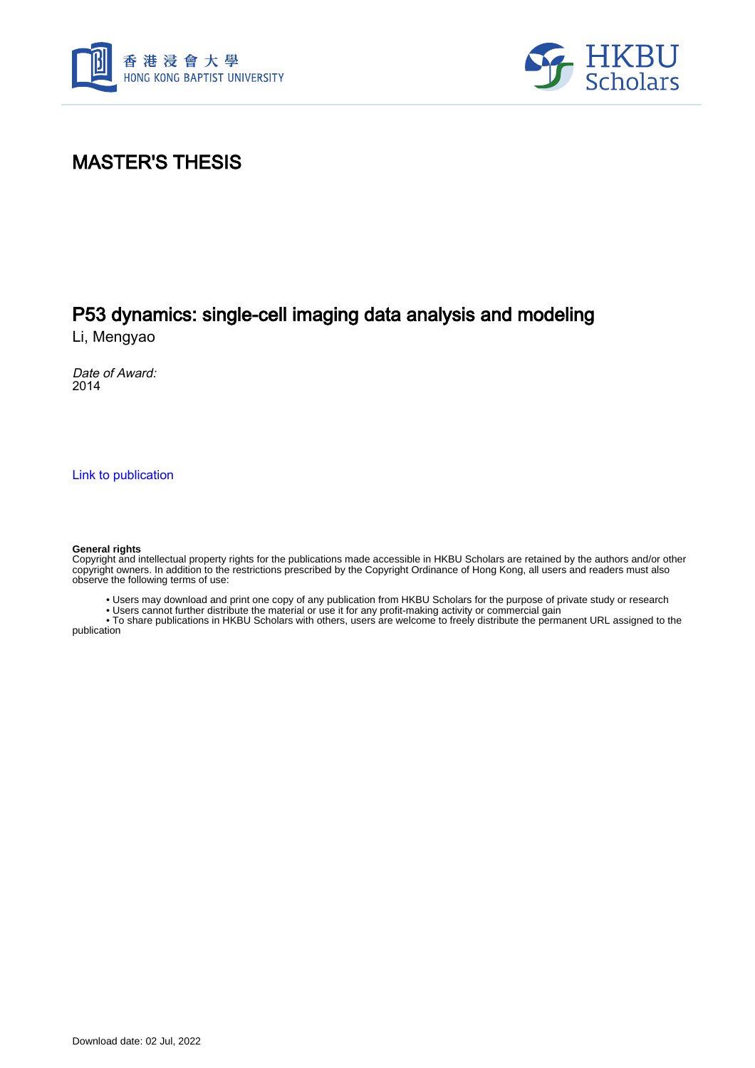# MASTER'S THESIS

## P53 dynamics: single-cell imaging data analysis and modeling

Li, Mengyao

*Date of Award:*
2014

Link to publication

**General rights**
Copyright and intellectual property rights for the publications made accessible in HKBU Scholars are retained by the authors and/or other copyright owners. In addition to the restrictions prescribed by the Copyright Ordinance of Hong Kong, all users and readers must also observe the following terms of use:

- Users may download and print one copy of any publication from HKBU Scholars for the purpose of private study or research
- Users cannot further distribute the material or use it for any profit-making activity or commercial gain
- To share publications in HKBU Scholars with others, users are welcome to freely distribute the permanent URL assigned to the publication

Download date: 02 Jul, 2022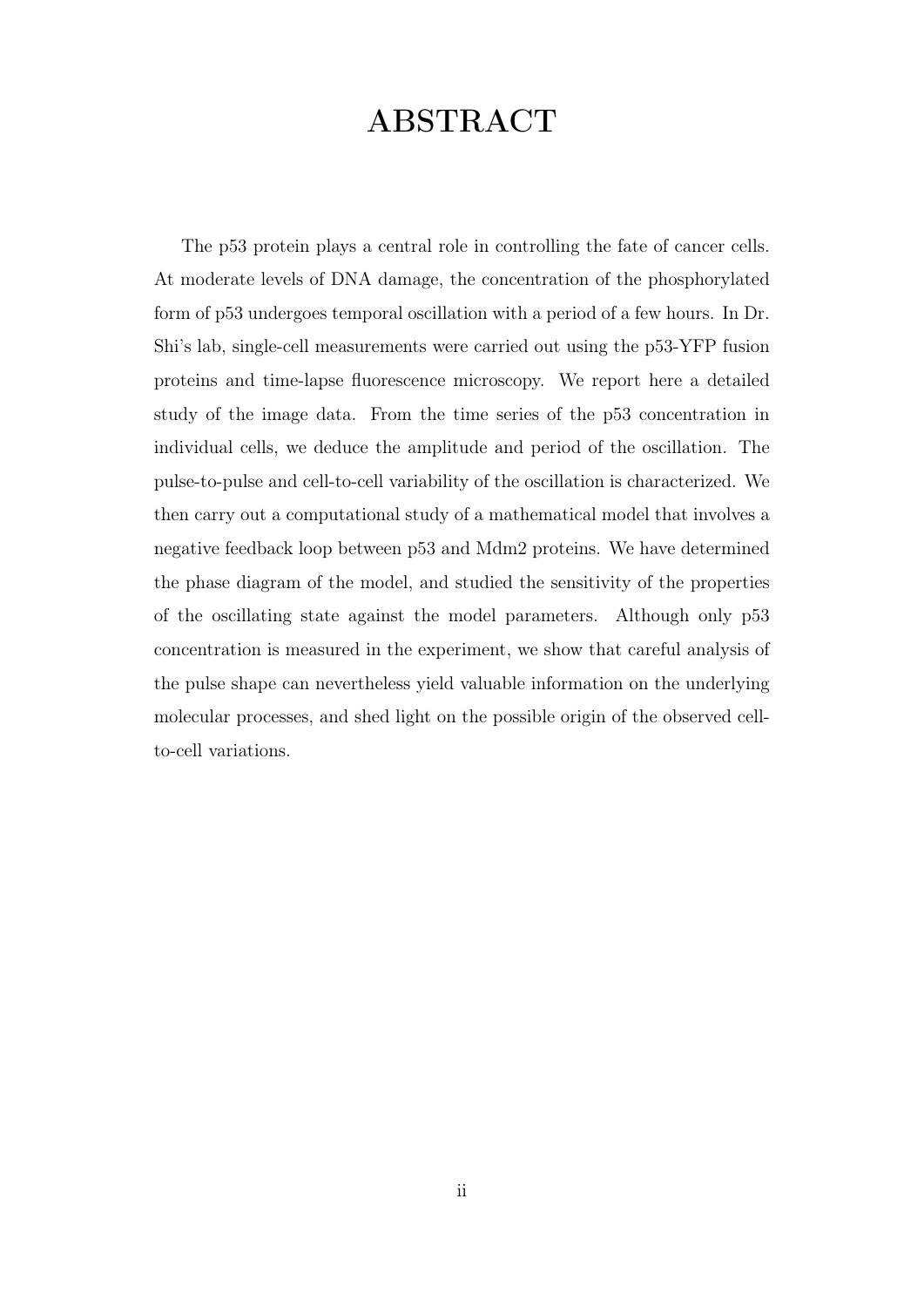# ABSTRACT

The p53 protein plays a central role in controlling the fate of cancer cells. At moderate levels of DNA damage, the concentration of the phosphorylated form of p53 undergoes temporal oscillation with a period of a few hours. In Dr. Shi's lab, single-cell measurements were carried out using the p53-YFP fusion proteins and time-lapse fluorescence microscopy. We report here a detailed study of the image data. From the time series of the p53 concentration in individual cells, we deduce the amplitude and period of the oscillation. The pulse-to-pulse and cell-to-cell variability of the oscillation is characterized. We then carry out a computational study of a mathematical model that involves a negative feedback loop between p53 and Mdm2 proteins. We have determined the phase diagram of the model, and studied the sensitivity of the properties of the oscillating state against the model parameters. Although only p53 concentration is measured in the experiment, we show that careful analysis of the pulse shape can nevertheless yield valuable information on the underlying molecular processes, and shed light on the possible origin of the observed cell-to-cell variations.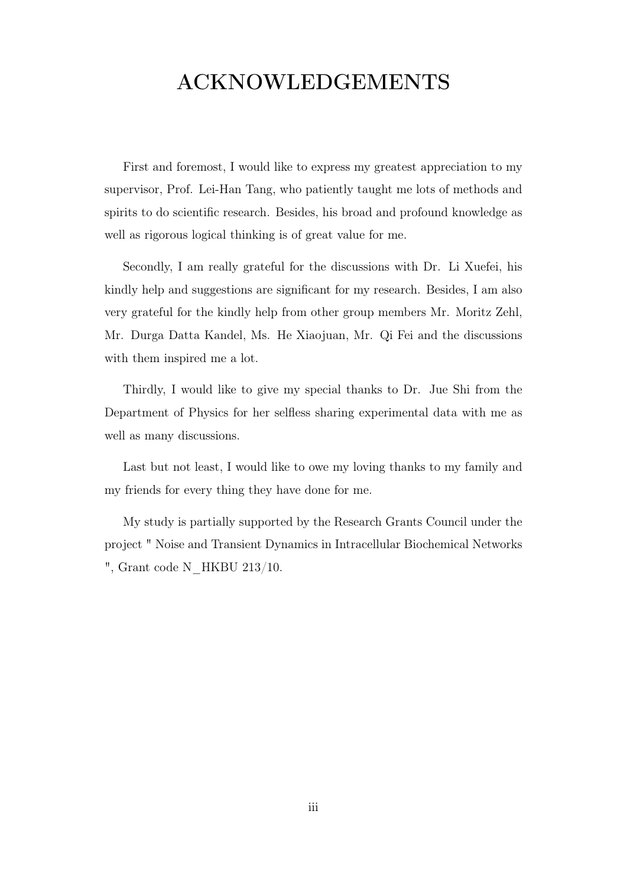# ACKNOWLEDGEMENTS

First and foremost, I would like to express my greatest appreciation to my supervisor, Prof. Lei-Han Tang, who patiently taught me lots of methods and spirits to do scientific research. Besides, his broad and profound knowledge as well as rigorous logical thinking is of great value for me.

Secondly, I am really grateful for the discussions with Dr. Li Xuefei, his kindly help and suggestions are significant for my research. Besides, I am also very grateful for the kindly help from other group members Mr. Moritz Zehl, Mr. Durga Datta Kandel, Ms. He Xiaojuan, Mr. Qi Fei and the discussions with them inspired me a lot.

Thirdly, I would like to give my special thanks to Dr. Jue Shi from the Department of Physics for her selfless sharing experimental data with me as well as many discussions.

Last but not least, I would like to owe my loving thanks to my family and my friends for every thing they have done for me.

My study is partially supported by the Research Grants Council under the project " Noise and Transient Dynamics in Intracellular Biochemical Networks ", Grant code N_HKBU 213/10.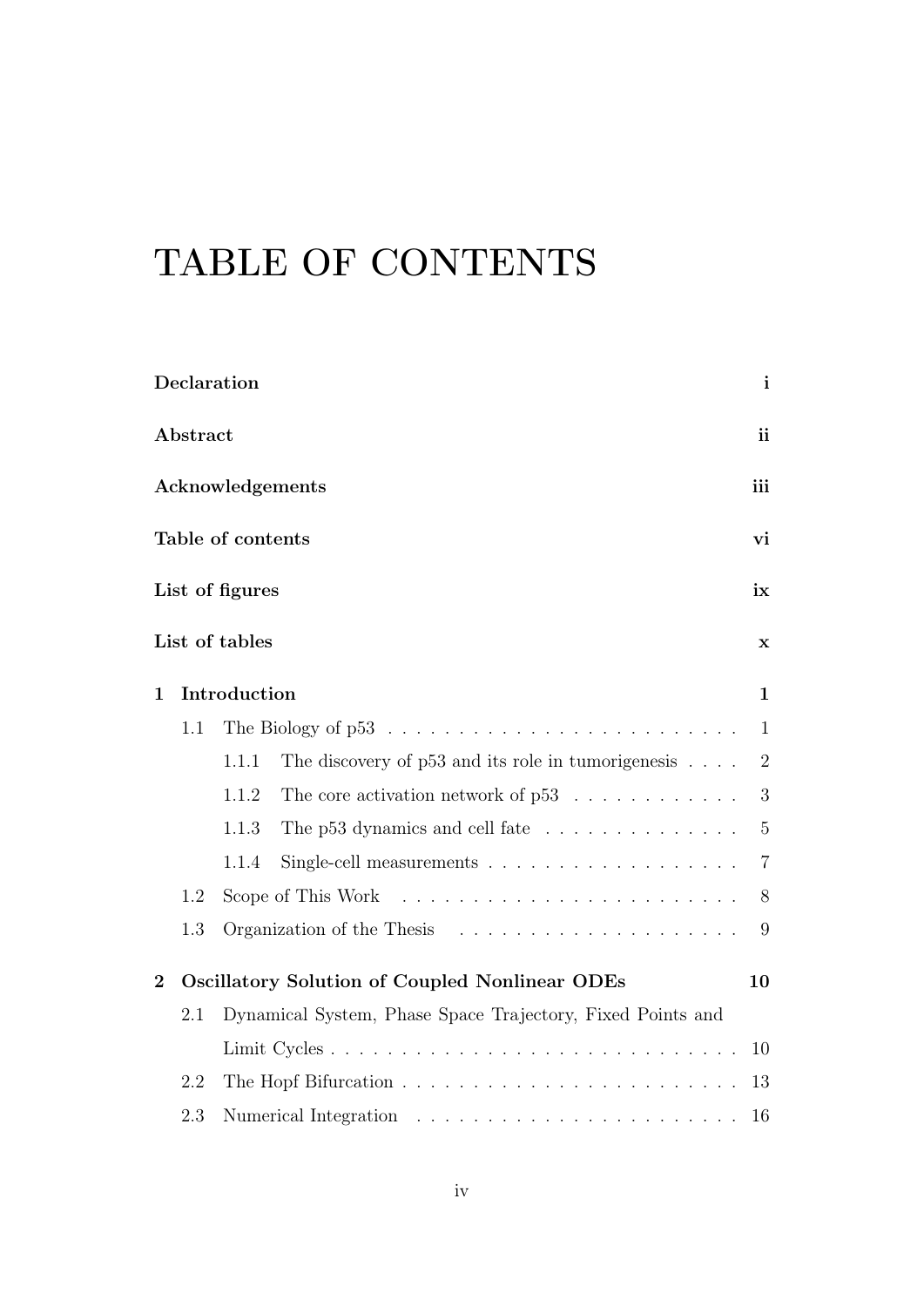# TABLE OF CONTENTS

**Declaration** **i**

**Abstract** **ii**

**Acknowledgements** **iii**

**Table of contents** **vi**

**List of figures** **ix**

**List of tables** **x**

**1 Introduction** **1**

- 1.1 The Biology of p53 . . . . . . . . . . . . . . . . . . . . . . . . . . 1
  - 1.1.1 The discovery of p53 and its role in tumorigenesis . . . . 2
  - 1.1.2 The core activation network of p53 . . . . . . . . . . . . 3
  - 1.1.3 The p53 dynamics and cell fate . . . . . . . . . . . . . . 5
  - 1.1.4 Single-cell measurements . . . . . . . . . . . . . . . . . . 7
- 1.2 Scope of This Work . . . . . . . . . . . . . . . . . . . . . . . . . 8
- 1.3 Organization of the Thesis . . . . . . . . . . . . . . . . . . . . . 9

**2 Oscillatory Solution of Coupled Nonlinear ODEs** **10**

- 2.1 Dynamical System, Phase Space Trajectory, Fixed Points and Limit Cycles . . . . . . . . . . . . . . . . . . . . . . . . . . . . . . 10
- 2.2 The Hopf Bifurcation . . . . . . . . . . . . . . . . . . . . . . . . 13
- 2.3 Numerical Integration . . . . . . . . . . . . . . . . . . . . . . . . 16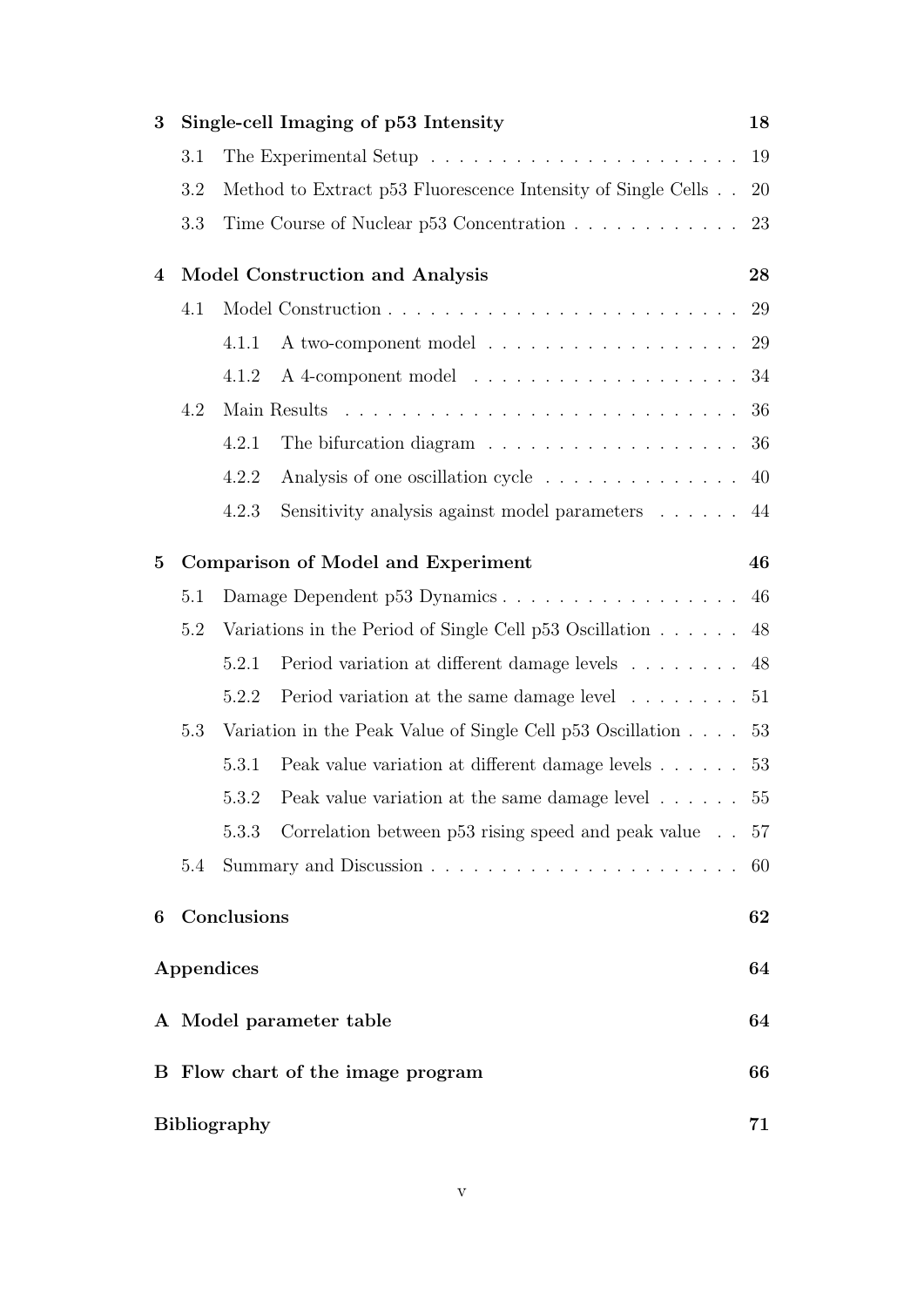**3 Single-cell Imaging of p53 Intensity** 18

- 3.1 The Experimental Setup . . . . . . . . . . . . . . . . . . . . . . 19
- 3.2 Method to Extract p53 Fluorescence Intensity of Single Cells . . 20
- 3.3 Time Course of Nuclear p53 Concentration . . . . . . . . . . . . 23

**4 Model Construction and Analysis** 28

- 4.1 Model Construction . . . . . . . . . . . . . . . . . . . . . . . . . 29
  - 4.1.1 A two-component model . . . . . . . . . . . . . . . . . . 29
  - 4.1.2 A 4-component model . . . . . . . . . . . . . . . . . . . 34
- 4.2 Main Results . . . . . . . . . . . . . . . . . . . . . . . . . . . . 36
  - 4.2.1 The bifurcation diagram . . . . . . . . . . . . . . . . . . 36
  - 4.2.2 Analysis of one oscillation cycle . . . . . . . . . . . . . . 40
  - 4.2.3 Sensitivity analysis against model parameters . . . . . . 44

**5 Comparison of Model and Experiment** 46

- 5.1 Damage Dependent p53 Dynamics . . . . . . . . . . . . . . . . . 46
- 5.2 Variations in the Period of Single Cell p53 Oscillation . . . . . . 48
  - 5.2.1 Period variation at different damage levels . . . . . . . . 48
  - 5.2.2 Period variation at the same damage level . . . . . . . . 51
- 5.3 Variation in the Peak Value of Single Cell p53 Oscillation . . . . 53
  - 5.3.1 Peak value variation at different damage levels . . . . . . 53
  - 5.3.2 Peak value variation at the same damage level . . . . . . 55
  - 5.3.3 Correlation between p53 rising speed and peak value . . 57
- 5.4 Summary and Discussion . . . . . . . . . . . . . . . . . . . . . . 60

**6 Conclusions** 62

**Appendices** 64

**A Model parameter table** 64

**B Flow chart of the image program** 66

**Bibliography** 71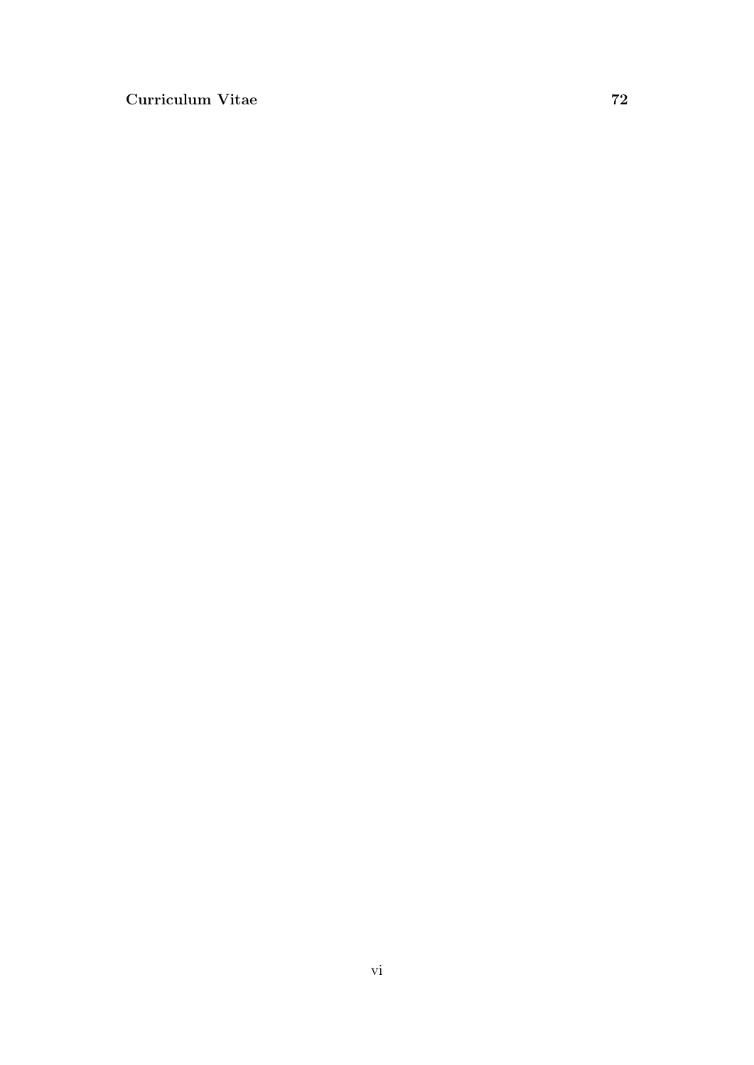**Curriculum Vitae** **72**